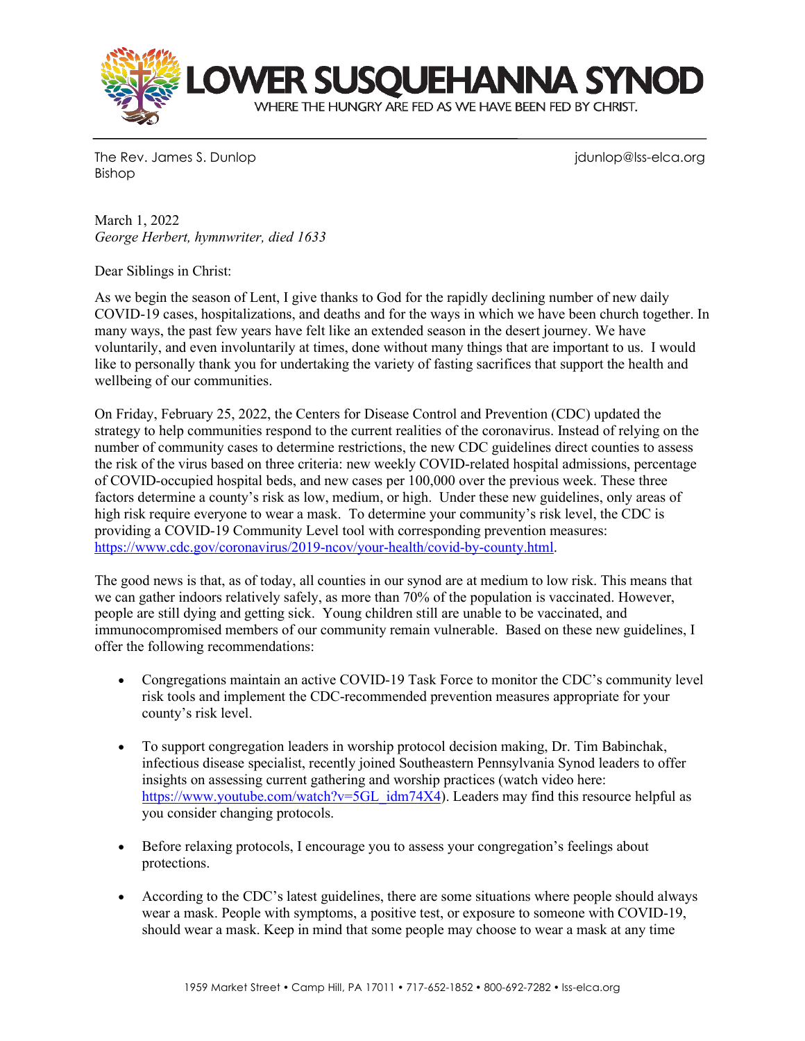# LOWER SUSQUEHANNA SYNOD

WHERE THE HUNGRY ARE FED AS WE HAVE BEEN FED BY CHRIST.

The Rev. James S. Dunlop
Bishop

jdunlop@lss-elca.org

March 1, 2022
*George Herbert, hymnwriter, died 1633*

Dear Siblings in Christ:

As we begin the season of Lent, I give thanks to God for the rapidly declining number of new daily COVID-19 cases, hospitalizations, and deaths and for the ways in which we have been church together. In many ways, the past few years have felt like an extended season in the desert journey. We have voluntarily, and even involuntarily at times, done without many things that are important to us. I would like to personally thank you for undertaking the variety of fasting sacrifices that support the health and wellbeing of our communities.

On Friday, February 25, 2022, the Centers for Disease Control and Prevention (CDC) updated the strategy to help communities respond to the current realities of the coronavirus. Instead of relying on the number of community cases to determine restrictions, the new CDC guidelines direct counties to assess the risk of the virus based on three criteria: new weekly COVID-related hospital admissions, percentage of COVID-occupied hospital beds, and new cases per 100,000 over the previous week. These three factors determine a county's risk as low, medium, or high. Under these new guidelines, only areas of high risk require everyone to wear a mask. To determine your community's risk level, the CDC is providing a COVID-19 Community Level tool with corresponding prevention measures: https://www.cdc.gov/coronavirus/2019-ncov/your-health/covid-by-county.html.

The good news is that, as of today, all counties in our synod are at medium to low risk. This means that we can gather indoors relatively safely, as more than 70% of the population is vaccinated. However, people are still dying and getting sick. Young children still are unable to be vaccinated, and immunocompromised members of our community remain vulnerable. Based on these new guidelines, I offer the following recommendations:

- Congregations maintain an active COVID-19 Task Force to monitor the CDC's community level risk tools and implement the CDC-recommended prevention measures appropriate for your county's risk level.

- To support congregation leaders in worship protocol decision making, Dr. Tim Babinchak, infectious disease specialist, recently joined Southeastern Pennsylvania Synod leaders to offer insights on assessing current gathering and worship practices (watch video here: https://www.youtube.com/watch?v=5GL_idm74X4). Leaders may find this resource helpful as you consider changing protocols.

- Before relaxing protocols, I encourage you to assess your congregation's feelings about protections.

- According to the CDC's latest guidelines, there are some situations where people should always wear a mask. People with symptoms, a positive test, or exposure to someone with COVID-19, should wear a mask. Keep in mind that some people may choose to wear a mask at any time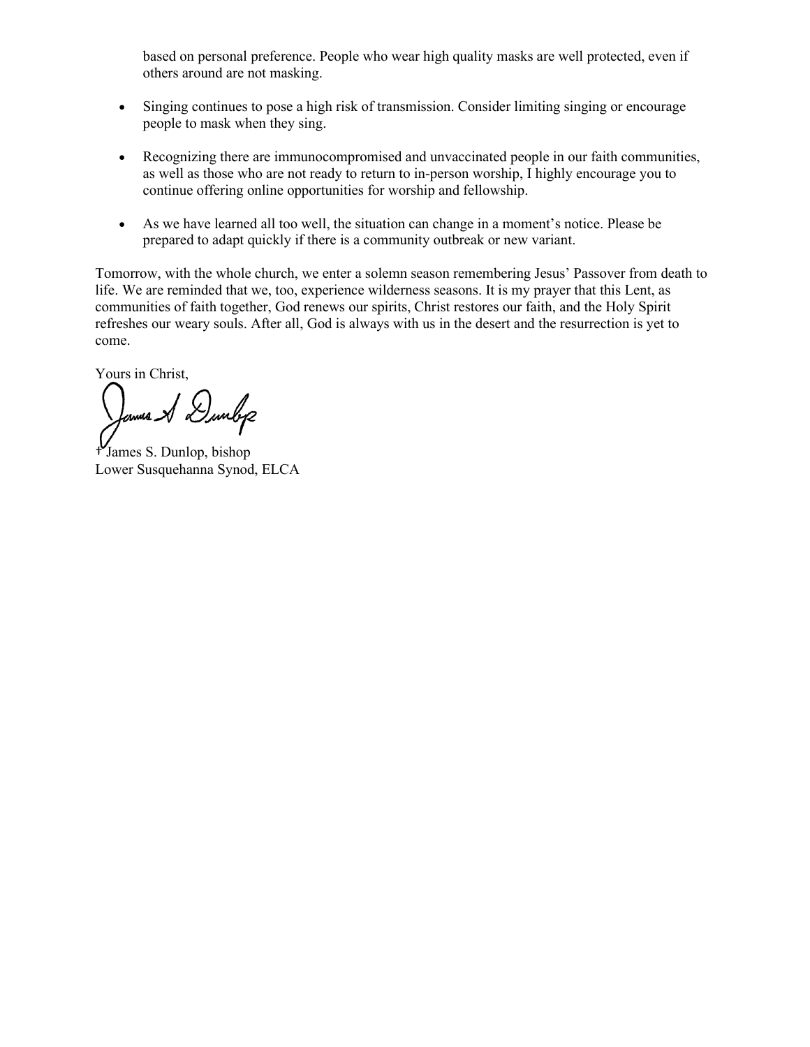based on personal preference. People who wear high quality masks are well protected, even if others around are not masking.

- Singing continues to pose a high risk of transmission. Consider limiting singing or encourage people to mask when they sing.

- Recognizing there are immunocompromised and unvaccinated people in our faith communities, as well as those who are not ready to return to in-person worship, I highly encourage you to continue offering online opportunities for worship and fellowship.

- As we have learned all too well, the situation can change in a moment's notice. Please be prepared to adapt quickly if there is a community outbreak or new variant.

Tomorrow, with the whole church, we enter a solemn season remembering Jesus' Passover from death to life. We are reminded that we, too, experience wilderness seasons. It is my prayer that this Lent, as communities of faith together, God renews our spirits, Christ restores our faith, and the Holy Spirit refreshes our weary souls. After all, God is always with us in the desert and the resurrection is yet to come.

Yours in Christ,

James S Dunlop

† James S. Dunlop, bishop
Lower Susquehanna Synod, ELCA